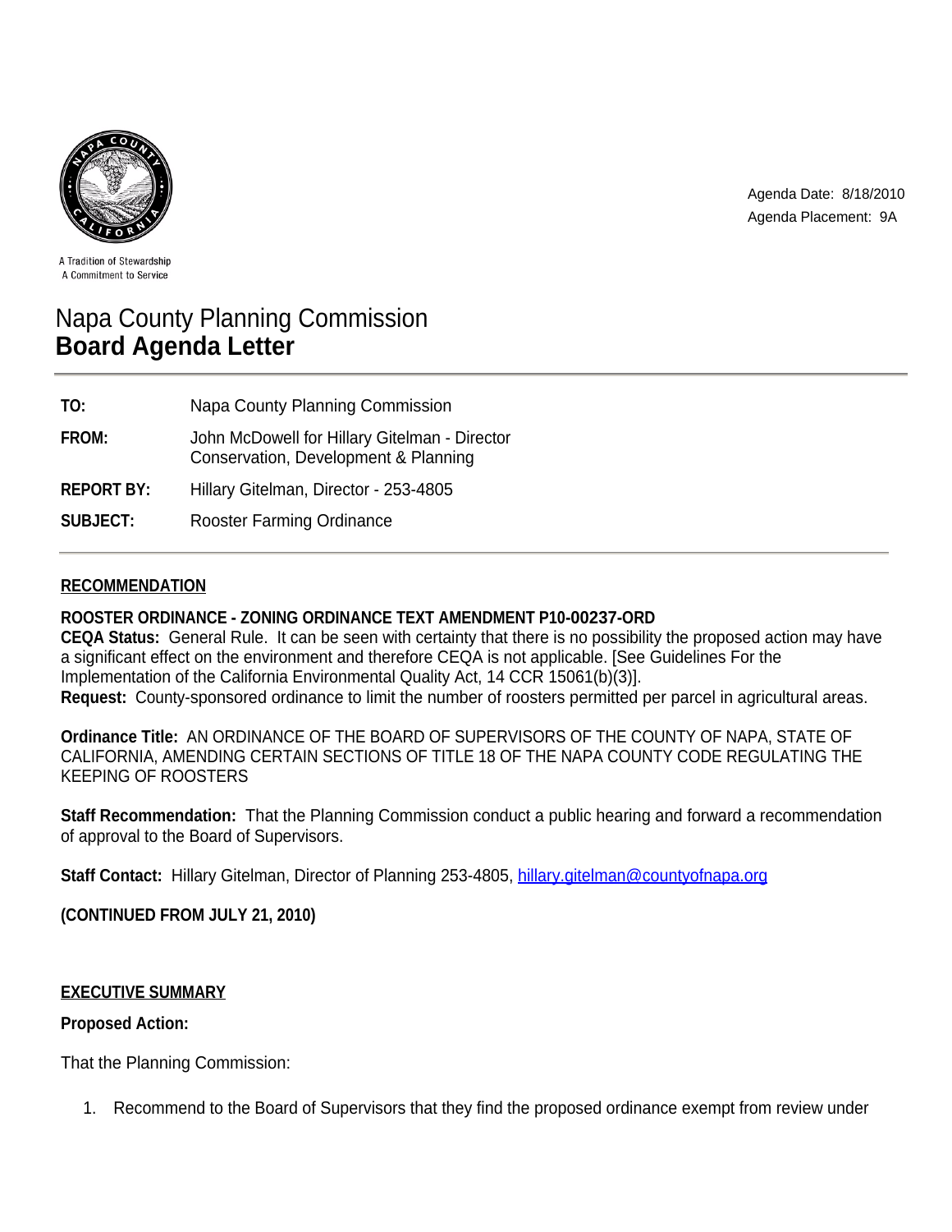A Tradition of Stewardship
A Commitment to Service

Agenda Date: 8/18/2010
Agenda Placement: 9A

# Napa County Planning Commission
# **Board Agenda Letter**

| | |
|---|---|
| **TO:** | Napa County Planning Commission |
| **FROM:** | John McDowell for Hillary Gitelman - Director<br>Conservation, Development & Planning |
| **REPORT BY:** | Hillary Gitelman, Director - 253-4805 |
| **SUBJECT:** | Rooster Farming Ordinance |

## RECOMMENDATION

**ROOSTER ORDINANCE - ZONING ORDINANCE TEXT AMENDMENT P10-00237-ORD**
**CEQA Status:** General Rule. It can be seen with certainty that there is no possibility the proposed action may have a significant effect on the environment and therefore CEQA is not applicable. [See Guidelines For the Implementation of the California Environmental Quality Act, 14 CCR 15061(b)(3)].
**Request:** County-sponsored ordinance to limit the number of roosters permitted per parcel in agricultural areas.

**Ordinance Title:** AN ORDINANCE OF THE BOARD OF SUPERVISORS OF THE COUNTY OF NAPA, STATE OF CALIFORNIA, AMENDING CERTAIN SECTIONS OF TITLE 18 OF THE NAPA COUNTY CODE REGULATING THE KEEPING OF ROOSTERS

**Staff Recommendation:** That the Planning Commission conduct a public hearing and forward a recommendation of approval to the Board of Supervisors.

**Staff Contact:** Hillary Gitelman, Director of Planning 253-4805, hillary.gitelman@countyofnapa.org

**(CONTINUED FROM JULY 21, 2010)**

## EXECUTIVE SUMMARY

**Proposed Action:**

That the Planning Commission:

1. Recommend to the Board of Supervisors that they find the proposed ordinance exempt from review under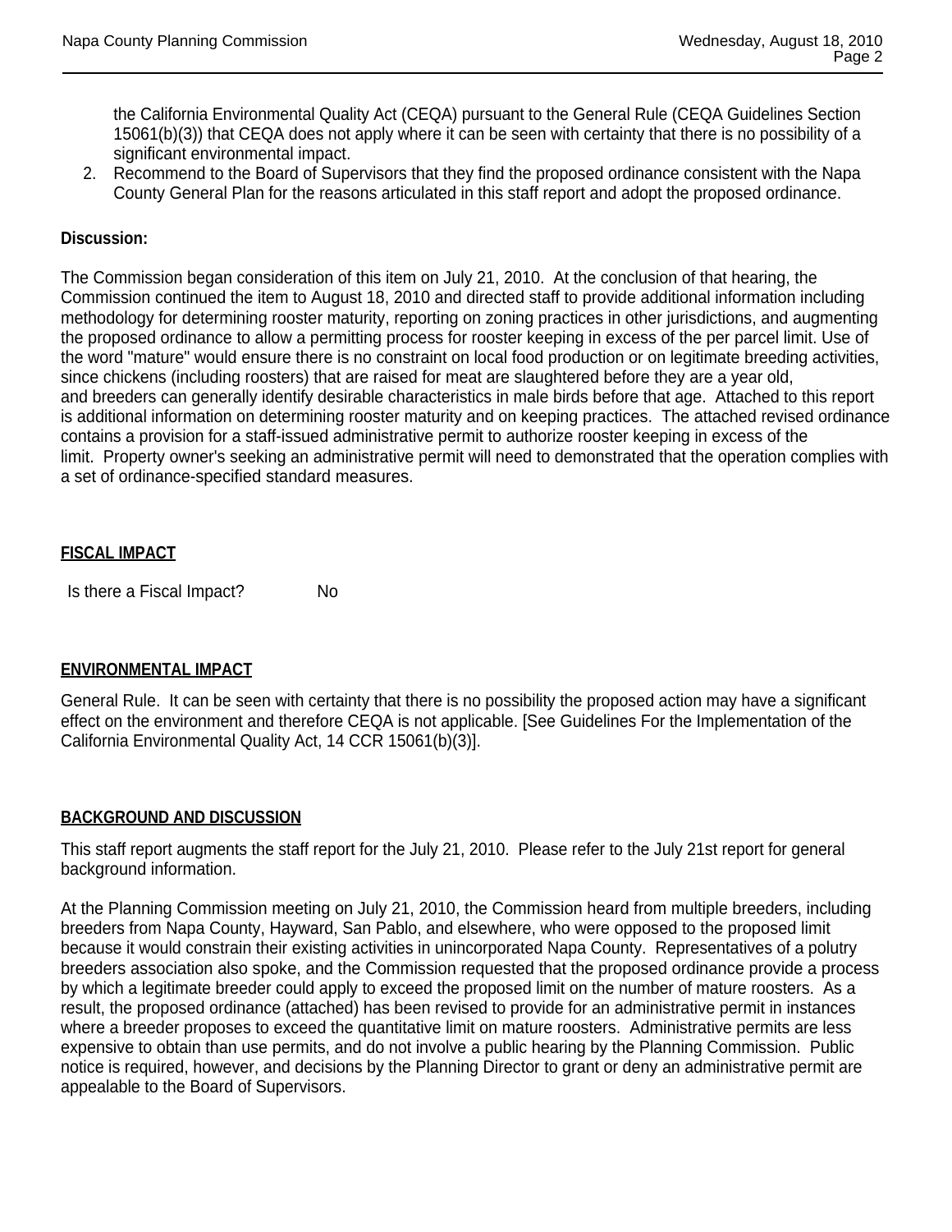the California Environmental Quality Act (CEQA) pursuant to the General Rule (CEQA Guidelines Section 15061(b)(3)) that CEQA does not apply where it can be seen with certainty that there is no possibility of a significant environmental impact.

2. Recommend to the Board of Supervisors that they find the proposed ordinance consistent with the Napa County General Plan for the reasons articulated in this staff report and adopt the proposed ordinance.

**Discussion:**

The Commission began consideration of this item on July 21, 2010. At the conclusion of that hearing, the Commission continued the item to August 18, 2010 and directed staff to provide additional information including methodology for determining rooster maturity, reporting on zoning practices in other jurisdictions, and augmenting the proposed ordinance to allow a permitting process for rooster keeping in excess of the per parcel limit. Use of the word "mature" would ensure there is no constraint on local food production or on legitimate breeding activities, since chickens (including roosters) that are raised for meat are slaughtered before they are a year old, and breeders can generally identify desirable characteristics in male birds before that age. Attached to this report is additional information on determining rooster maturity and on keeping practices. The attached revised ordinance contains a provision for a staff-issued administrative permit to authorize rooster keeping in excess of the limit. Property owner's seeking an administrative permit will need to demonstrated that the operation complies with a set of ordinance-specified standard measures.

## FISCAL IMPACT

Is there a Fiscal Impact? No

## ENVIRONMENTAL IMPACT

General Rule. It can be seen with certainty that there is no possibility the proposed action may have a significant effect on the environment and therefore CEQA is not applicable. [See Guidelines For the Implementation of the California Environmental Quality Act, 14 CCR 15061(b)(3)].

## BACKGROUND AND DISCUSSION

This staff report augments the staff report for the July 21, 2010. Please refer to the July 21st report for general background information.

At the Planning Commission meeting on July 21, 2010, the Commission heard from multiple breeders, including breeders from Napa County, Hayward, San Pablo, and elsewhere, who were opposed to the proposed limit because it would constrain their existing activities in unincorporated Napa County. Representatives of a polutry breeders association also spoke, and the Commission requested that the proposed ordinance provide a process by which a legitimate breeder could apply to exceed the proposed limit on the number of mature roosters. As a result, the proposed ordinance (attached) has been revised to provide for an administrative permit in instances where a breeder proposes to exceed the quantitative limit on mature roosters. Administrative permits are less expensive to obtain than use permits, and do not involve a public hearing by the Planning Commission. Public notice is required, however, and decisions by the Planning Director to grant or deny an administrative permit are appealable to the Board of Supervisors.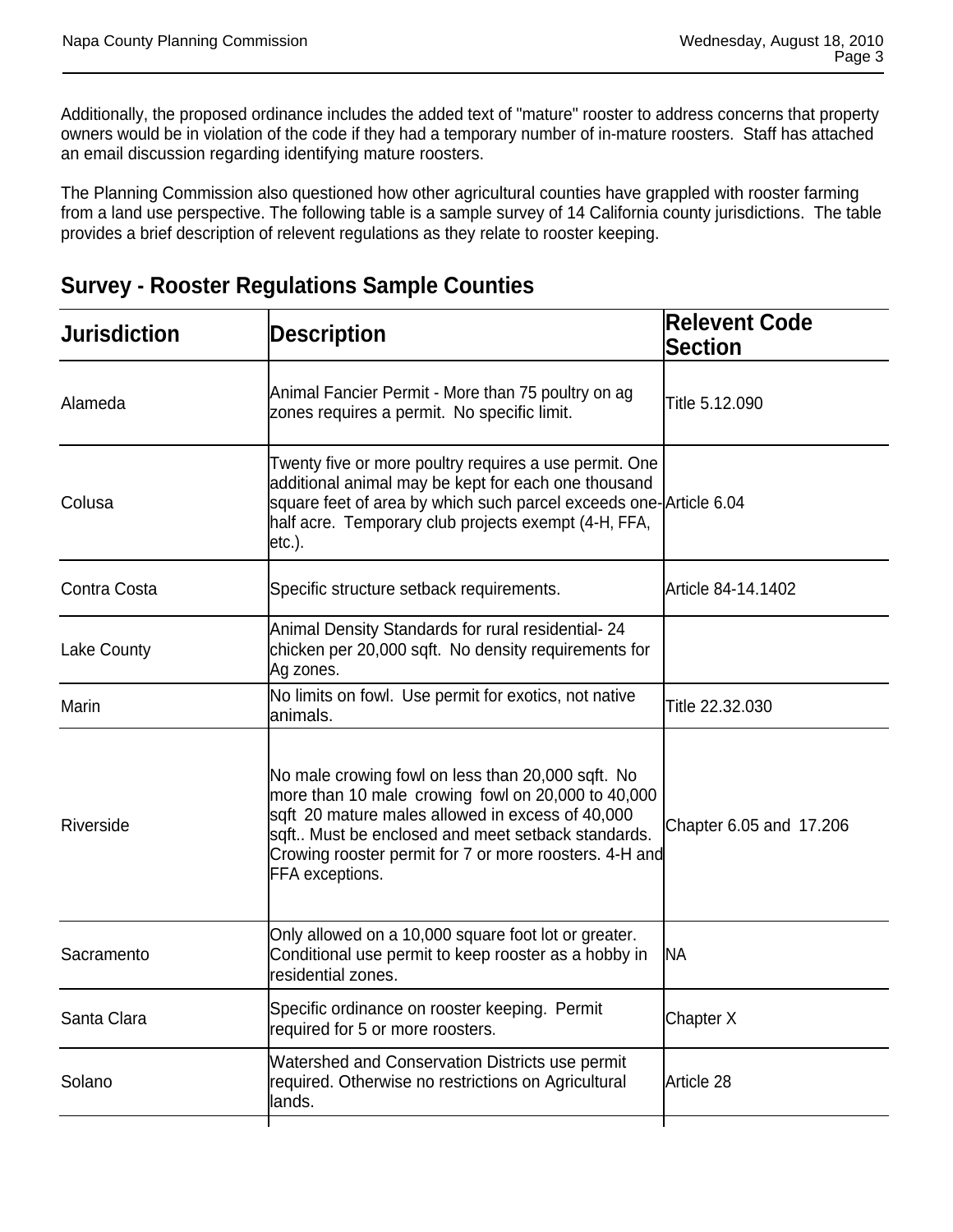Additionally, the proposed ordinance includes the added text of "mature" rooster to address concerns that property owners would be in violation of the code if they had a temporary number of in-mature roosters. Staff has attached an email discussion regarding identifying mature roosters.

The Planning Commission also questioned how other agricultural counties have grappled with rooster farming from a land use perspective. The following table is a sample survey of 14 California county jurisdictions. The table provides a brief description of relevent regulations as they relate to rooster keeping.

## Survey - Rooster Regulations Sample Counties

| Jurisdiction | Description | Relevent Code Section |
|---|---|---|
| Alameda | Animal Fancier Permit - More than 75 poultry on ag zones requires a permit. No specific limit. | Title 5.12.090 |
| Colusa | Twenty five or more poultry requires a use permit. One additional animal may be kept for each one thousand square feet of area by which such parcel exceeds one-half acre. Temporary club projects exempt (4-H, FFA, etc.). | Article 6.04 |
| Contra Costa | Specific structure setback requirements. | Article 84-14.1402 |
| Lake County | Animal Density Standards for rural residential- 24 chicken per 20,000 sqft. No density requirements for Ag zones. | |
| Marin | No limits on fowl. Use permit for exotics, not native animals. | Title 22.32.030 |
| Riverside | No male crowing fowl on less than 20,000 sqft. No more than 10 male crowing fowl on 20,000 to 40,000 sqft 20 mature males allowed in excess of 40,000 sqft.. Must be enclosed and meet setback standards. Crowing rooster permit for 7 or more roosters. 4-H and FFA exceptions. | Chapter 6.05 and 17.206 |
| Sacramento | Only allowed on a 10,000 square foot lot or greater. Conditional use permit to keep rooster as a hobby in residential zones. | NA |
| Santa Clara | Specific ordinance on rooster keeping. Permit required for 5 or more roosters. | Chapter X |
| Solano | Watershed and Conservation Districts use permit required. Otherwise no restrictions on Agricultural lands. | Article 28 |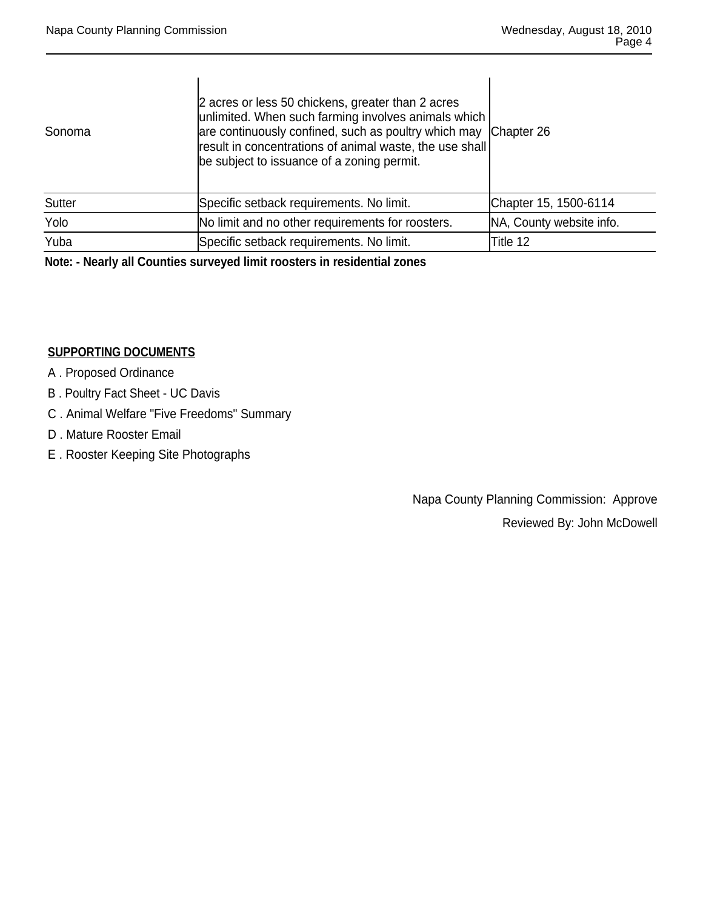| | | |
|---|---|---|
| Sonoma | 2 acres or less 50 chickens, greater than 2 acres unlimited. When such farming involves animals which are continuously confined, such as poultry which may result in concentrations of animal waste, the use shall be subject to issuance of a zoning permit. | Chapter 26 |
| Sutter | Specific setback requirements. No limit. | Chapter 15, 1500-6114 |
| Yolo | No limit and no other requirements for roosters. | NA, County website info. |
| Yuba | Specific setback requirements. No limit. | Title 12 |

**Note: - Nearly all Counties surveyed limit roosters in residential zones**

**SUPPORTING DOCUMENTS**

A . Proposed Ordinance

B . Poultry Fact Sheet - UC Davis

C . Animal Welfare "Five Freedoms" Summary

D . Mature Rooster Email

E . Rooster Keeping Site Photographs

Napa County Planning Commission: Approve

Reviewed By: John McDowell